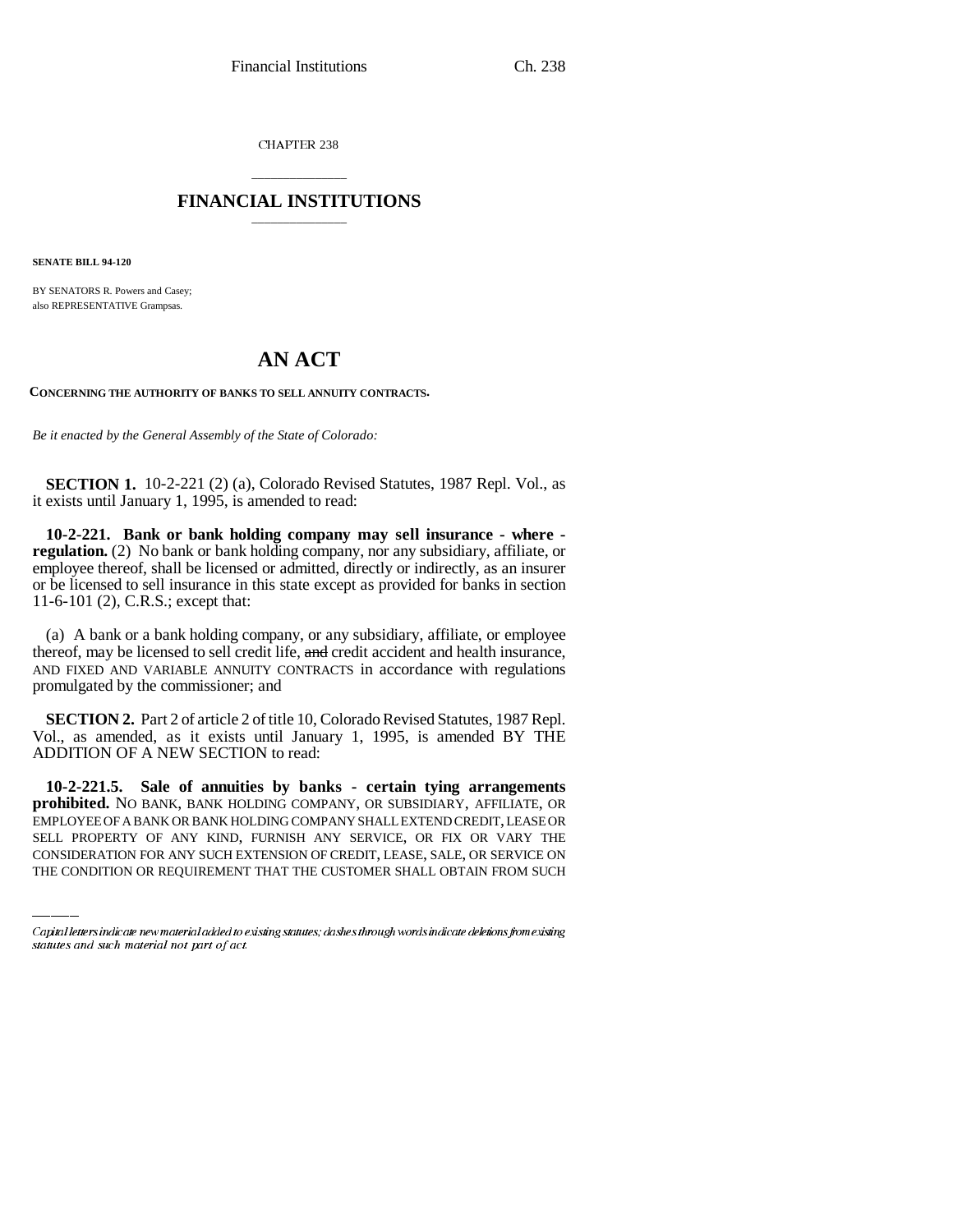CHAPTER 238

# FINANCIAL INSTITUTIONS

**SENATE BILL 94-120**

BY SENATORS R. Powers and Casey;
also REPRESENTATIVE Grampsas.

# AN ACT

**CONCERNING THE AUTHORITY OF BANKS TO SELL ANNUITY CONTRACTS.**

*Be it enacted by the General Assembly of the State of Colorado:*

**SECTION 1.** 10-2-221 (2) (a), Colorado Revised Statutes, 1987 Repl. Vol., as it exists until January 1, 1995, is amended to read:

**10-2-221. Bank or bank holding company may sell insurance - where - regulation.** (2) No bank or bank holding company, nor any subsidiary, affiliate, or employee thereof, shall be licensed or admitted, directly or indirectly, as an insurer or be licensed to sell insurance in this state except as provided for banks in section 11-6-101 (2), C.R.S.; except that:

(a) A bank or a bank holding company, or any subsidiary, affiliate, or employee thereof, may be licensed to sell credit life, ~~and~~ credit accident and health insurance, AND FIXED AND VARIABLE ANNUITY CONTRACTS in accordance with regulations promulgated by the commissioner; and

**SECTION 2.** Part 2 of article 2 of title 10, Colorado Revised Statutes, 1987 Repl. Vol., as amended, as it exists until January 1, 1995, is amended BY THE ADDITION OF A NEW SECTION to read:

**10-2-221.5. Sale of annuities by banks - certain tying arrangements prohibited.** NO BANK, BANK HOLDING COMPANY, OR SUBSIDIARY, AFFILIATE, OR EMPLOYEE OF A BANK OR BANK HOLDING COMPANY SHALL EXTEND CREDIT, LEASE OR SELL PROPERTY OF ANY KIND, FURNISH ANY SERVICE, OR FIX OR VARY THE CONSIDERATION FOR ANY SUCH EXTENSION OF CREDIT, LEASE, SALE, OR SERVICE ON THE CONDITION OR REQUIREMENT THAT THE CUSTOMER SHALL OBTAIN FROM SUCH

Capital letters indicate new material added to existing statutes; dashes through words indicate deletions from existing statutes and such material not part of act.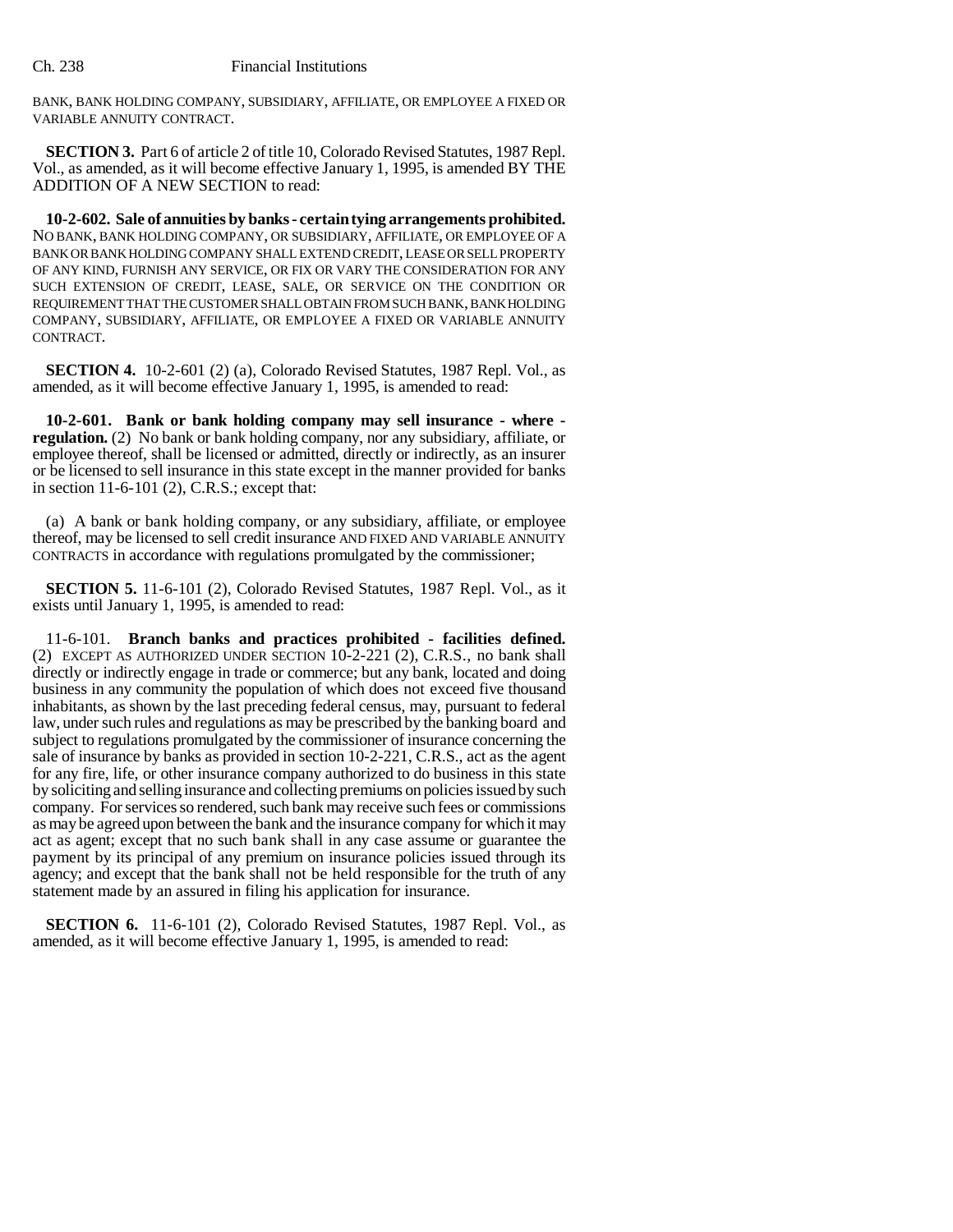BANK, BANK HOLDING COMPANY, SUBSIDIARY, AFFILIATE, OR EMPLOYEE A FIXED OR VARIABLE ANNUITY CONTRACT.

**SECTION 3.** Part 6 of article 2 of title 10, Colorado Revised Statutes, 1987 Repl. Vol., as amended, as it will become effective January 1, 1995, is amended BY THE ADDITION OF A NEW SECTION to read:

**10-2-602. Sale of annuities by banks - certain tying arrangements prohibited.** NO BANK, BANK HOLDING COMPANY, OR SUBSIDIARY, AFFILIATE, OR EMPLOYEE OF A BANK OR BANK HOLDING COMPANY SHALL EXTEND CREDIT, LEASE OR SELL PROPERTY OF ANY KIND, FURNISH ANY SERVICE, OR FIX OR VARY THE CONSIDERATION FOR ANY SUCH EXTENSION OF CREDIT, LEASE, SALE, OR SERVICE ON THE CONDITION OR REQUIREMENT THAT THE CUSTOMER SHALL OBTAIN FROM SUCH BANK, BANK HOLDING COMPANY, SUBSIDIARY, AFFILIATE, OR EMPLOYEE A FIXED OR VARIABLE ANNUITY CONTRACT.

**SECTION 4.** 10-2-601 (2) (a), Colorado Revised Statutes, 1987 Repl. Vol., as amended, as it will become effective January 1, 1995, is amended to read:

**10-2-601. Bank or bank holding company may sell insurance - where - regulation.** (2) No bank or bank holding company, nor any subsidiary, affiliate, or employee thereof, shall be licensed or admitted, directly or indirectly, as an insurer or be licensed to sell insurance in this state except in the manner provided for banks in section 11-6-101 (2), C.R.S.; except that:

(a) A bank or bank holding company, or any subsidiary, affiliate, or employee thereof, may be licensed to sell credit insurance AND FIXED AND VARIABLE ANNUITY CONTRACTS in accordance with regulations promulgated by the commissioner;

**SECTION 5.** 11-6-101 (2), Colorado Revised Statutes, 1987 Repl. Vol., as it exists until January 1, 1995, is amended to read:

11-6-101. **Branch banks and practices prohibited - facilities defined.** (2) EXCEPT AS AUTHORIZED UNDER SECTION 10-2-221 (2), C.R.S., no bank shall directly or indirectly engage in trade or commerce; but any bank, located and doing business in any community the population of which does not exceed five thousand inhabitants, as shown by the last preceding federal census, may, pursuant to federal law, under such rules and regulations as may be prescribed by the banking board and subject to regulations promulgated by the commissioner of insurance concerning the sale of insurance by banks as provided in section 10-2-221, C.R.S., act as the agent for any fire, life, or other insurance company authorized to do business in this state by soliciting and selling insurance and collecting premiums on policies issued by such company. For services so rendered, such bank may receive such fees or commissions as may be agreed upon between the bank and the insurance company for which it may act as agent; except that no such bank shall in any case assume or guarantee the payment by its principal of any premium on insurance policies issued through its agency; and except that the bank shall not be held responsible for the truth of any statement made by an assured in filing his application for insurance.

**SECTION 6.** 11-6-101 (2), Colorado Revised Statutes, 1987 Repl. Vol., as amended, as it will become effective January 1, 1995, is amended to read: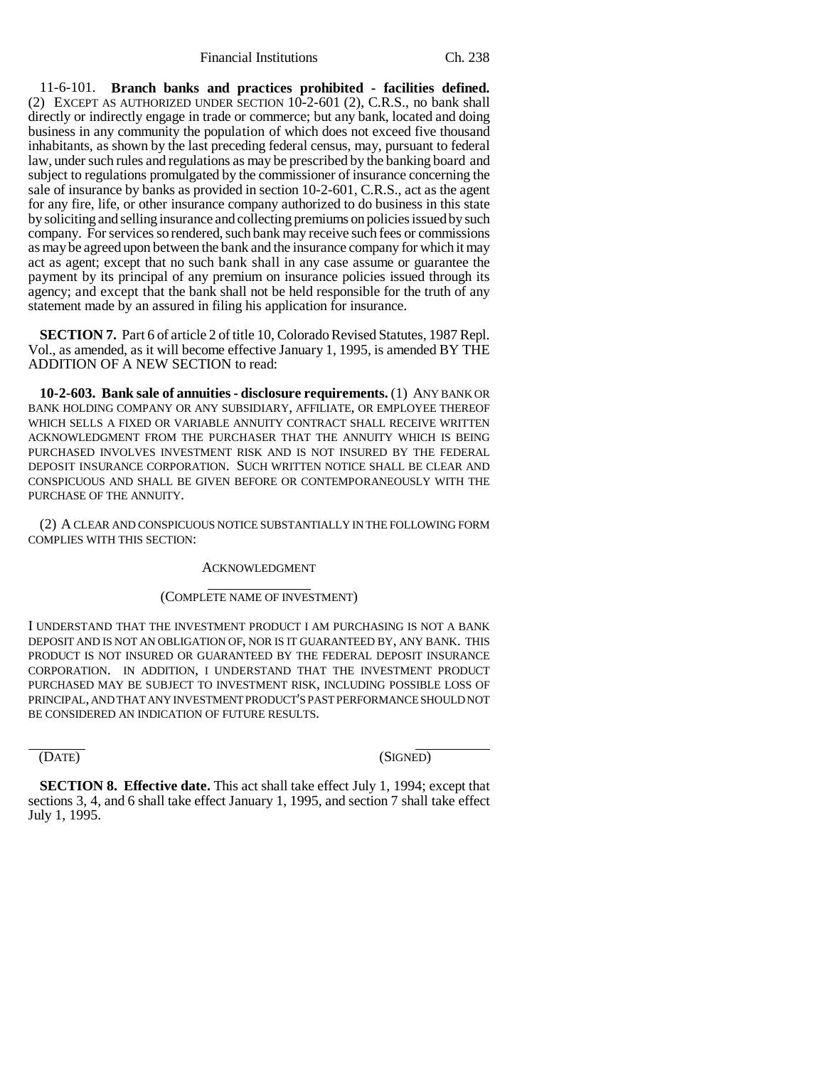11-6-101. **Branch banks and practices prohibited - facilities defined.** (2) EXCEPT AS AUTHORIZED UNDER SECTION 10-2-601 (2), C.R.S., no bank shall directly or indirectly engage in trade or commerce; but any bank, located and doing business in any community the population of which does not exceed five thousand inhabitants, as shown by the last preceding federal census, may, pursuant to federal law, under such rules and regulations as may be prescribed by the banking board and subject to regulations promulgated by the commissioner of insurance concerning the sale of insurance by banks as provided in section 10-2-601, C.R.S., act as the agent for any fire, life, or other insurance company authorized to do business in this state by soliciting and selling insurance and collecting premiums on policies issued by such company. For services so rendered, such bank may receive such fees or commissions as may be agreed upon between the bank and the insurance company for which it may act as agent; except that no such bank shall in any case assume or guarantee the payment by its principal of any premium on insurance policies issued through its agency; and except that the bank shall not be held responsible for the truth of any statement made by an assured in filing his application for insurance.

**SECTION 7.** Part 6 of article 2 of title 10, Colorado Revised Statutes, 1987 Repl. Vol., as amended, as it will become effective January 1, 1995, is amended BY THE ADDITION OF A NEW SECTION to read:

**10-2-603. Bank sale of annuities - disclosure requirements.** (1) ANY BANK OR BANK HOLDING COMPANY OR ANY SUBSIDIARY, AFFILIATE, OR EMPLOYEE THEREOF WHICH SELLS A FIXED OR VARIABLE ANNUITY CONTRACT SHALL RECEIVE WRITTEN ACKNOWLEDGMENT FROM THE PURCHASER THAT THE ANNUITY WHICH IS BEING PURCHASED INVOLVES INVESTMENT RISK AND IS NOT INSURED BY THE FEDERAL DEPOSIT INSURANCE CORPORATION. SUCH WRITTEN NOTICE SHALL BE CLEAR AND CONSPICUOUS AND SHALL BE GIVEN BEFORE OR CONTEMPORANEOUSLY WITH THE PURCHASE OF THE ANNUITY.

(2) A CLEAR AND CONSPICUOUS NOTICE SUBSTANTIALLY IN THE FOLLOWING FORM COMPLIES WITH THIS SECTION:

ACKNOWLEDGMENT

______________

(COMPLETE NAME OF INVESTMENT)

I UNDERSTAND THAT THE INVESTMENT PRODUCT I AM PURCHASING IS NOT A BANK DEPOSIT AND IS NOT AN OBLIGATION OF, NOR IS IT GUARANTEED BY, ANY BANK. THIS PRODUCT IS NOT INSURED OR GUARANTEED BY THE FEDERAL DEPOSIT INSURANCE CORPORATION. IN ADDITION, I UNDERSTAND THAT THE INVESTMENT PRODUCT PURCHASED MAY BE SUBJECT TO INVESTMENT RISK, INCLUDING POSSIBLE LOSS OF PRINCIPAL, AND THAT ANY INVESTMENT PRODUCT'S PAST PERFORMANCE SHOULD NOT BE CONSIDERED AN INDICATION OF FUTURE RESULTS.

______ ______

(DATE) (SIGNED)

**SECTION 8. Effective date.** This act shall take effect July 1, 1994; except that sections 3, 4, and 6 shall take effect January 1, 1995, and section 7 shall take effect July 1, 1995.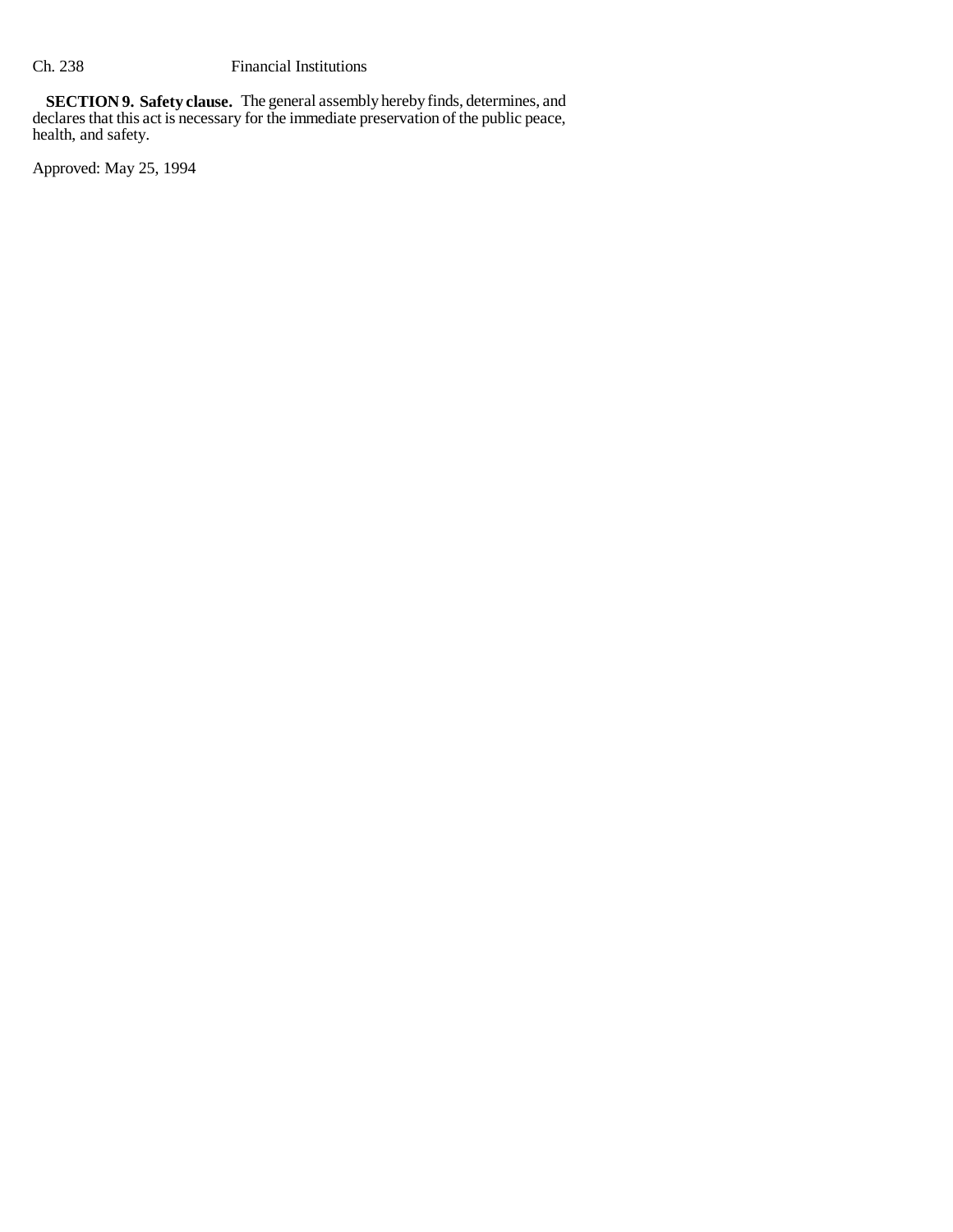**SECTION 9. Safety clause.** The general assembly hereby finds, determines, and declares that this act is necessary for the immediate preservation of the public peace, health, and safety.

Approved: May 25, 1994